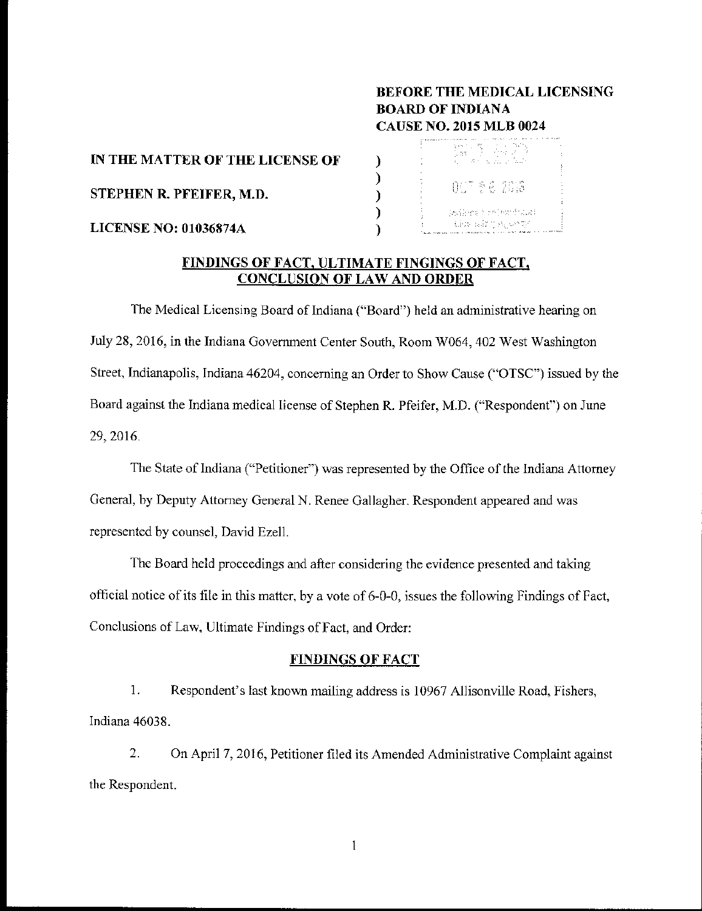**BEFORE THE MEDICAL LICENSING BOARD OF INDIANA**
**CAUSE NO. 2015 MLB 0024**

**IN THE MATTER OF THE LICENSE OF** )
)
**STEPHEN R. PFEIFER, M.D.** )
)
**LICENSE NO: 01036874A** )

OCT 26 2016

## FINDINGS OF FACT, ULTIMATE FINGINGS OF FACT, CONCLUSION OF LAW AND ORDER

The Medical Licensing Board of Indiana ("Board") held an administrative hearing on July 28, 2016, in the Indiana Government Center South, Room W064, 402 West Washington Street, Indianapolis, Indiana 46204, concerning an Order to Show Cause ("OTSC") issued by the Board against the Indiana medical license of Stephen R. Pfeifer, M.D. ("Respondent") on June 29, 2016.

The State of Indiana ("Petitioner") was represented by the Office of the Indiana Attorney General, by Deputy Attorney General N. Renee Gallagher. Respondent appeared and was represented by counsel, David Ezell.

The Board held proceedings and after considering the evidence presented and taking official notice of its file in this matter, by a vote of 6-0-0, issues the following Findings of Fact, Conclusions of Law, Ultimate Findings of Fact, and Order:

### FINDINGS OF FACT

1. Respondent's last known mailing address is 10967 Allisonville Road, Fishers, Indiana 46038.

2. On April 7, 2016, Petitioner filed its Amended Administrative Complaint against the Respondent.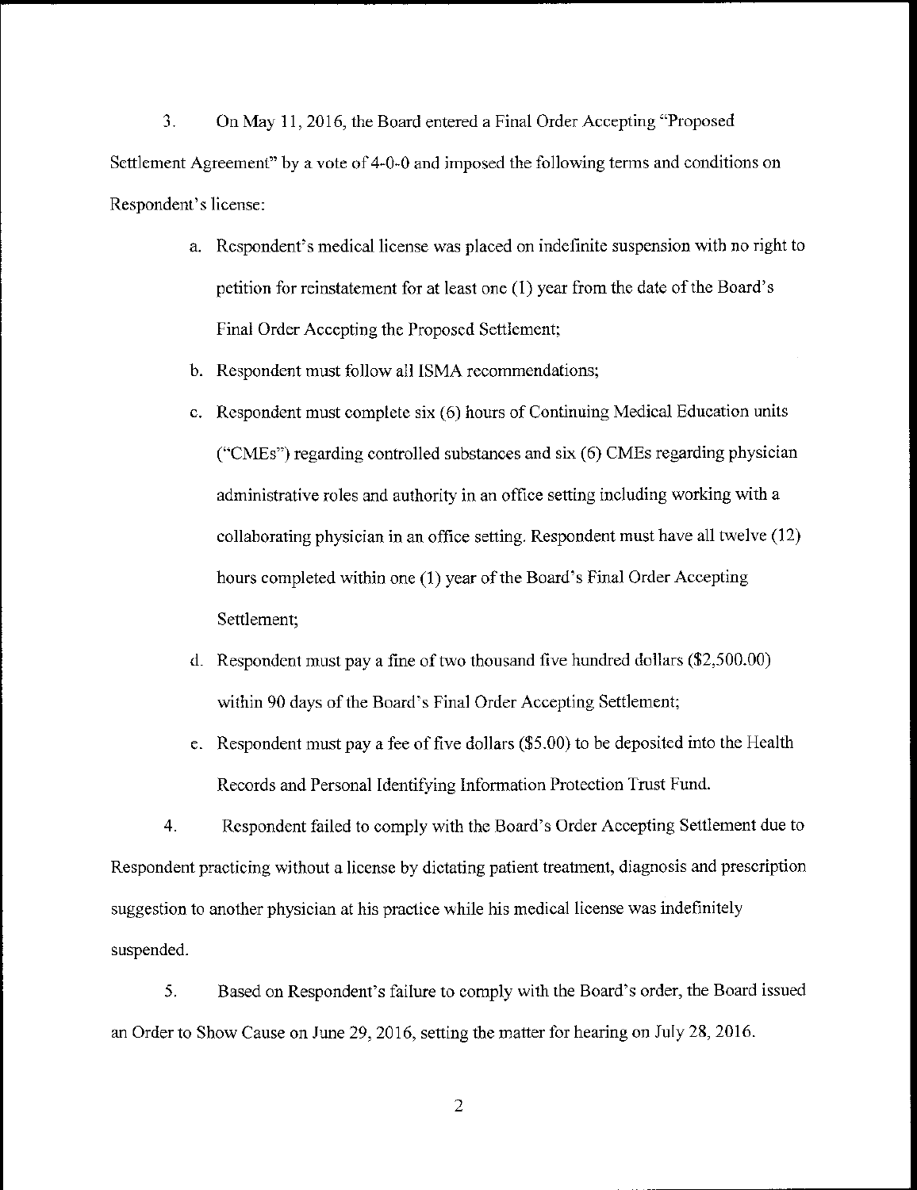3. On May 11, 2016, the Board entered a Final Order Accepting "Proposed Settlement Agreement" by a vote of 4-0-0 and imposed the following terms and conditions on Respondent's license:

   a. Respondent's medical license was placed on indefinite suspension with no right to petition for reinstatement for at least one (1) year from the date of the Board's Final Order Accepting the Proposed Settlement;

   b. Respondent must follow all ISMA recommendations;

   c. Respondent must complete six (6) hours of Continuing Medical Education units ("CMEs") regarding controlled substances and six (6) CMEs regarding physician administrative roles and authority in an office setting including working with a collaborating physician in an office setting. Respondent must have all twelve (12) hours completed within one (1) year of the Board's Final Order Accepting Settlement;

   d. Respondent must pay a fine of two thousand five hundred dollars ($2,500.00) within 90 days of the Board's Final Order Accepting Settlement;

   e. Respondent must pay a fee of five dollars ($5.00) to be deposited into the Health Records and Personal Identifying Information Protection Trust Fund.

4. Respondent failed to comply with the Board's Order Accepting Settlement due to Respondent practicing without a license by dictating patient treatment, diagnosis and prescription suggestion to another physician at his practice while his medical license was indefinitely suspended.

5. Based on Respondent's failure to comply with the Board's order, the Board issued an Order to Show Cause on June 29, 2016, setting the matter for hearing on July 28, 2016.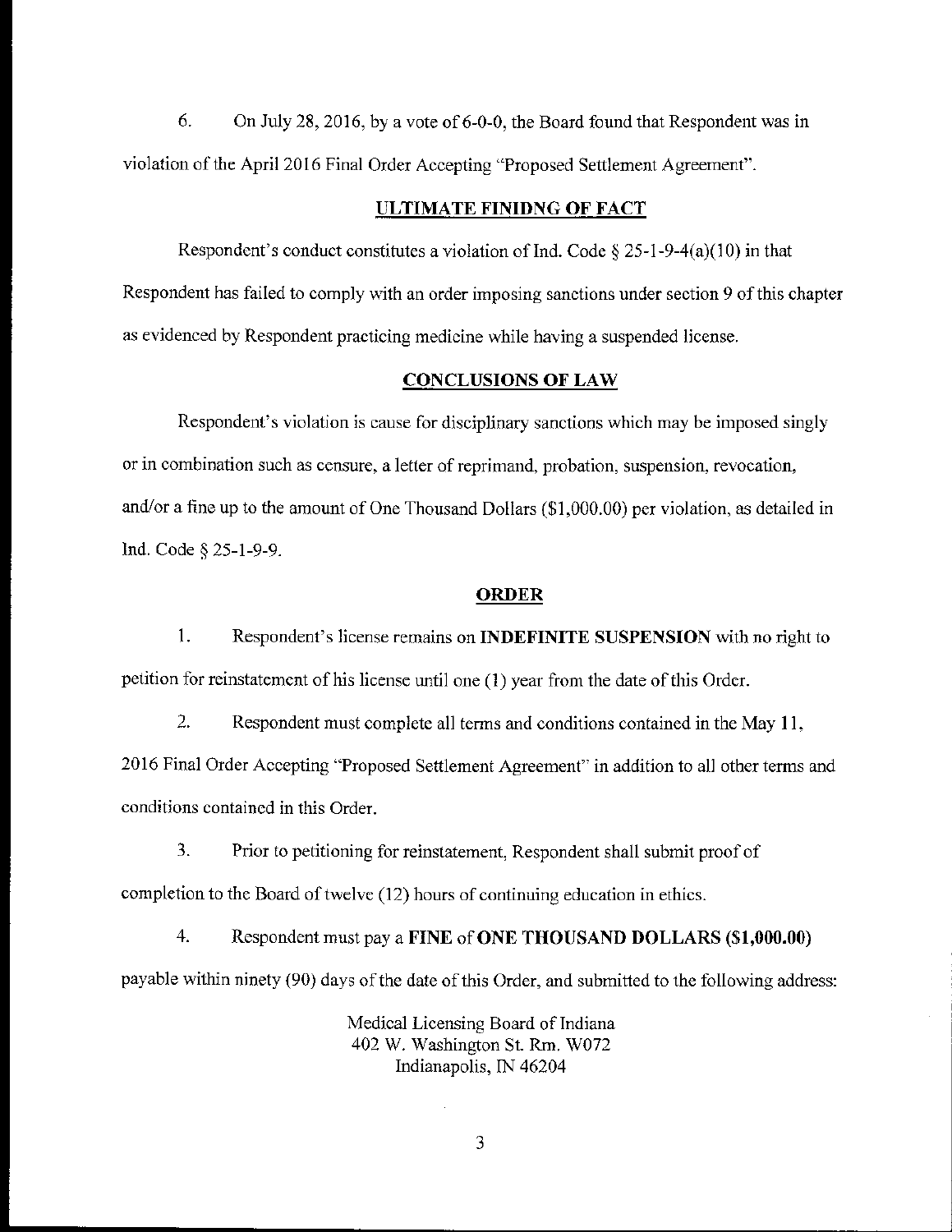6. On July 28, 2016, by a vote of 6-0-0, the Board found that Respondent was in violation of the April 2016 Final Order Accepting "Proposed Settlement Agreement".

## ULTIMATE FINIDNG OF FACT

Respondent's conduct constitutes a violation of Ind. Code § 25-1-9-4(a)(10) in that Respondent has failed to comply with an order imposing sanctions under section 9 of this chapter as evidenced by Respondent practicing medicine while having a suspended license.

## CONCLUSIONS OF LAW

Respondent's violation is cause for disciplinary sanctions which may be imposed singly or in combination such as censure, a letter of reprimand, probation, suspension, revocation, and/or a fine up to the amount of One Thousand Dollars ($1,000.00) per violation, as detailed in Ind. Code § 25-1-9-9.

## ORDER

1. Respondent's license remains on **INDEFINITE SUSPENSION** with no right to petition for reinstatement of his license until one (1) year from the date of this Order.

2. Respondent must complete all terms and conditions contained in the May 11, 2016 Final Order Accepting "Proposed Settlement Agreement" in addition to all other terms and conditions contained in this Order.

3. Prior to petitioning for reinstatement, Respondent shall submit proof of completion to the Board of twelve (12) hours of continuing education in ethics.

4. Respondent must pay a **FINE** of **ONE THOUSAND DOLLARS ($1,000.00)** payable within ninety (90) days of the date of this Order, and submitted to the following address:

Medical Licensing Board of Indiana
402 W. Washington St. Rm. W072
Indianapolis, IN 46204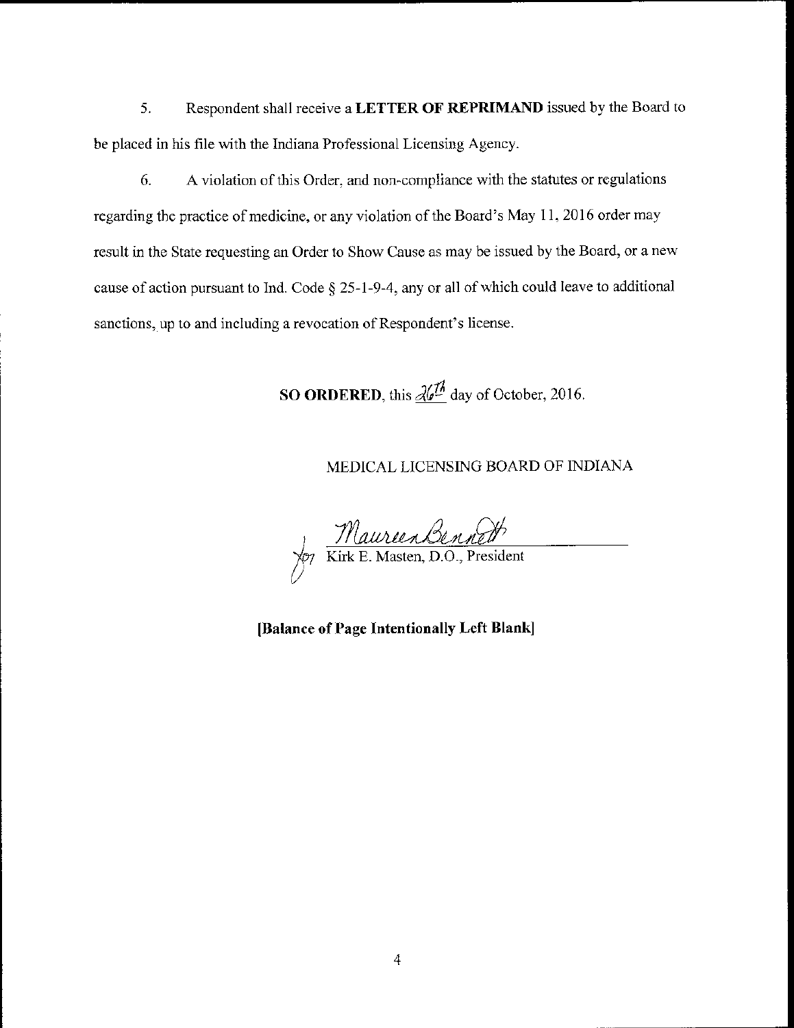5. Respondent shall receive a **LETTER OF REPRIMAND** issued by the Board to be placed in his file with the Indiana Professional Licensing Agency.

6. A violation of this Order, and non-compliance with the statutes or regulations regarding the practice of medicine, or any violation of the Board's May 11, 2016 order may result in the State requesting an Order to Show Cause as may be issued by the Board, or a new cause of action pursuant to Ind. Code § 25-1-9-4, any or all of which could leave to additional sanctions, up to and including a revocation of Respondent's license.

**SO ORDERED**, this 26th day of October, 2016.

MEDICAL LICENSING BOARD OF INDIANA

for Maureen Bennett
Kirk E. Masten, D.O., President

**[Balance of Page Intentionally Left Blank]**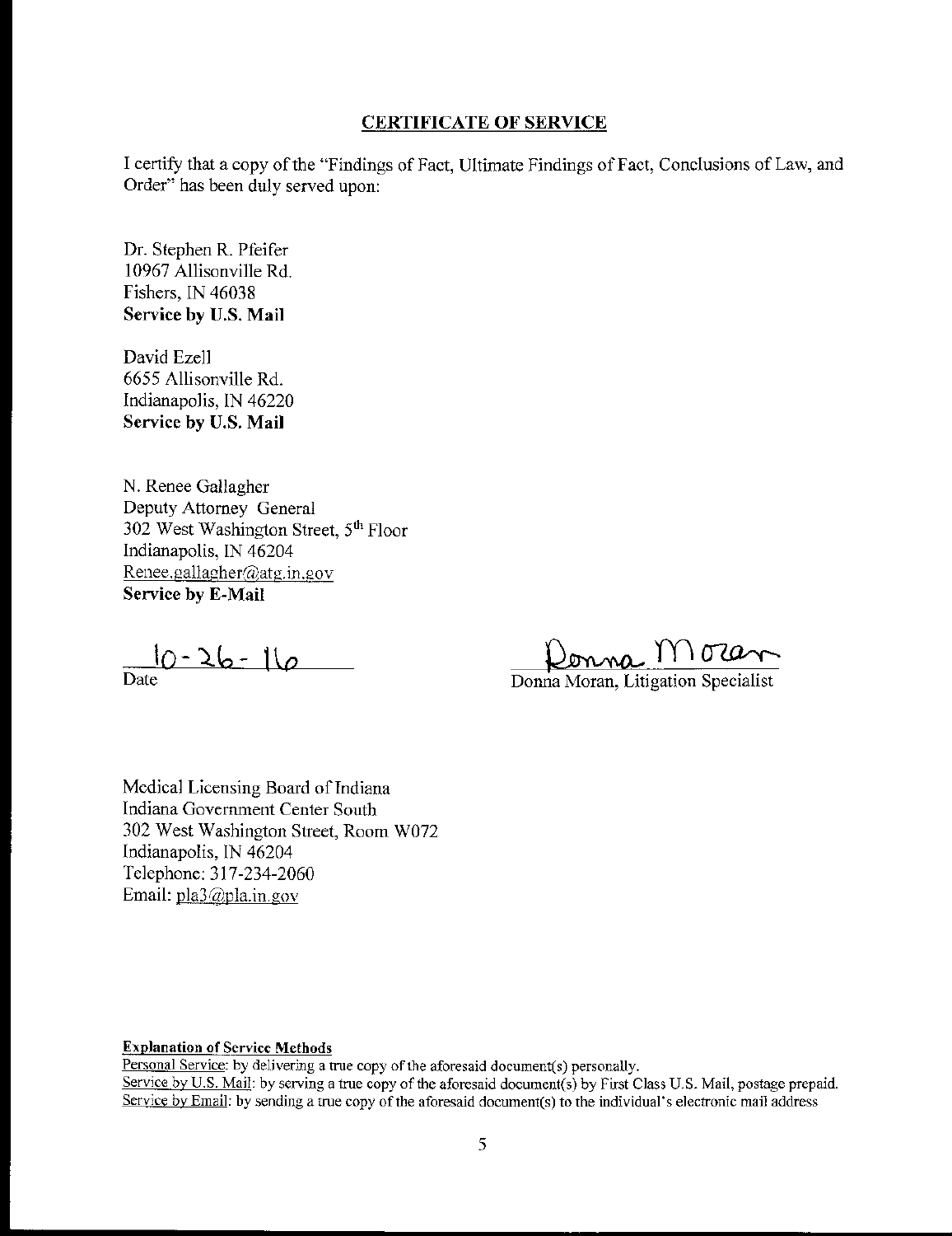**CERTIFICATE OF SERVICE**

I certify that a copy of the "Findings of Fact, Ultimate Findings of Fact, Conclusions of Law, and Order" has been duly served upon:

Dr. Stephen R. Pfeifer  
10967 Allisonville Rd.  
Fishers, IN 46038  
**Service by U.S. Mail**

David Ezell  
6655 Allisonville Rd.  
Indianapolis, IN 46220  
**Service by U.S. Mail**

N. Renee Gallagher  
Deputy Attorney General  
302 West Washington Street, 5th Floor  
Indianapolis, IN 46204  
Renee.gallagher@atg.in.gov  
**Service by E-Mail**

10-26-16  
Date

Donna Moran  
Donna Moran, Litigation Specialist

Medical Licensing Board of Indiana  
Indiana Government Center South  
302 West Washington Street, Room W072  
Indianapolis, IN 46204  
Telephone: 317-234-2060  
Email: pla3@pla.in.gov

**Explanation of Service Methods**  
Personal Service: by delivering a true copy of the aforesaid document(s) personally.  
Service by U.S. Mail: by serving a true copy of the aforesaid document(s) by First Class U.S. Mail, postage prepaid.  
Service by Email: by sending a true copy of the aforesaid document(s) to the individual's electronic mail address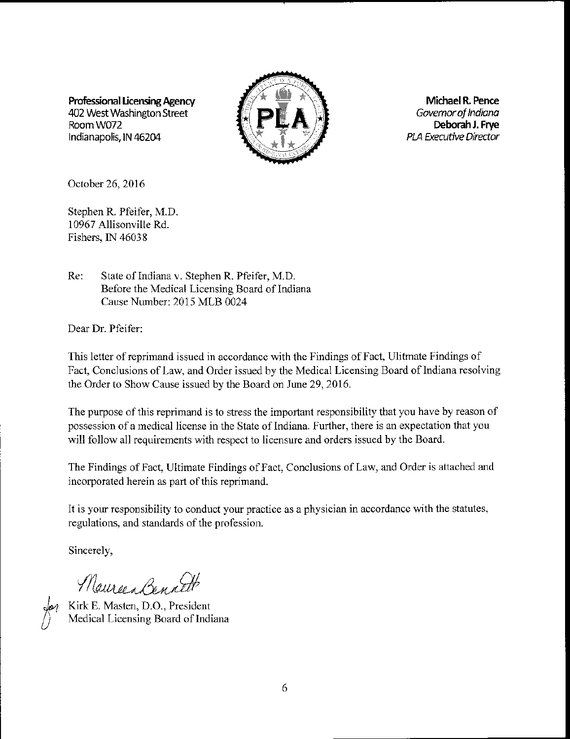**Professional Licensing Agency**
402 West Washington Street
Room W072
Indianapolis, IN 46204

**Michael R. Pence**
*Governor of Indiana*
**Deborah J. Frye**
*PLA Executive Director*

October 26, 2016

Stephen R. Pfeifer, M.D.
10967 Allisonville Rd.
Fishers, IN 46038

Re: State of Indiana v. Stephen R. Pfeifer, M.D.
Before the Medical Licensing Board of Indiana
Cause Number: 2015 MLB 0024

Dear Dr. Pfeifer:

This letter of reprimand issued in accordance with the Findings of Fact, Ulitmate Findings of Fact, Conclusions of Law, and Order issued by the Medical Licensing Board of Indiana resolving the Order to Show Cause issued by the Board on June 29, 2016.

The purpose of this reprimand is to stress the important responsibility that you have by reason of possession of a medical license in the State of Indiana. Further, there is an expectation that you will follow all requirements with respect to licensure and orders issued by the Board.

The Findings of Fact, Ultimate Findings of Fact, Conclusions of Law, and Order is attached and incorporated herein as part of this reprimand.

It is your responsibility to conduct your practice as a physician in accordance with the statutes, regulations, and standards of the profession.

Sincerely,

Maureen Bennett

for Kirk E. Masten, D.O., President
Medical Licensing Board of Indiana